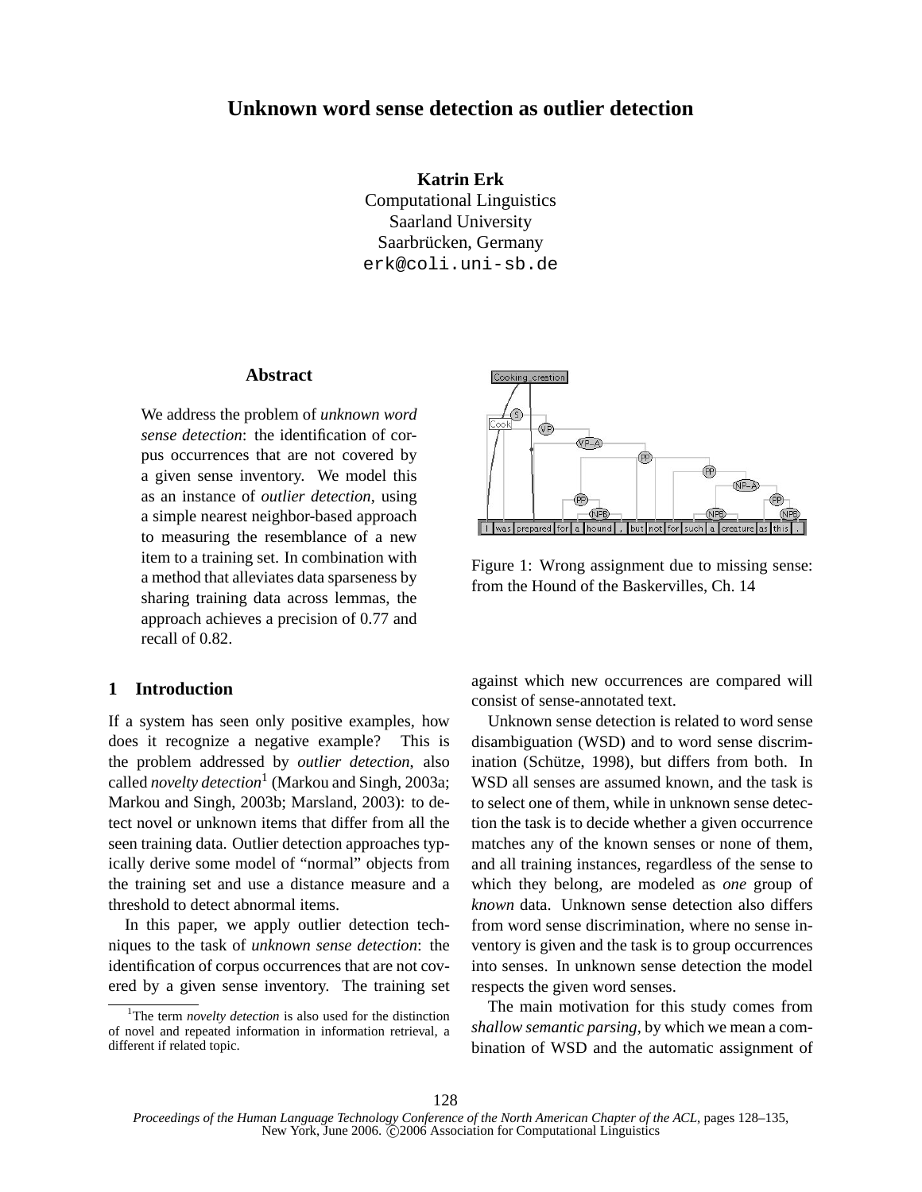# Unknown word sense detection as outlier detection

**Katrin Erk**
Computational Linguistics
Saarland University
Saarbrücken, Germany
erk@coli.uni-sb.de

## Abstract

We address the problem of *unknown word sense detection*: the identification of corpus occurrences that are not covered by a given sense inventory. We model this as an instance of *outlier detection*, using a simple nearest neighbor-based approach to measuring the resemblance of a new item to a training set. In combination with a method that alleviates data sparseness by sharing training data across lemmas, the approach achieves a precision of 0.77 and recall of 0.82.

Figure 1: Wrong assignment due to missing sense: from the Hound of the Baskervilles, Ch. 14

## 1 Introduction

If a system has seen only positive examples, how does it recognize a negative example? This is the problem addressed by *outlier detection*, also called *novelty detection*[1] (Markou and Singh, 2003a; Markou and Singh, 2003b; Marsland, 2003): to detect novel or unknown items that differ from all the seen training data. Outlier detection approaches typically derive some model of "normal" objects from the training set and use a distance measure and a threshold to detect abnormal items.

In this paper, we apply outlier detection techniques to the task of *unknown sense detection*: the identification of corpus occurrences that are not covered by a given sense inventory. The training set against which new occurrences are compared will consist of sense-annotated text.

Unknown sense detection is related to word sense disambiguation (WSD) and to word sense discrimination (Schütze, 1998), but differs from both. In WSD all senses are assumed known, and the task is to select one of them, while in unknown sense detection the task is to decide whether a given occurrence matches any of the known senses or none of them, and all training instances, regardless of the sense to which they belong, are modeled as *one* group of *known* data. Unknown sense detection also differs from word sense discrimination, where no sense inventory is given and the task is to group occurrences into senses. In unknown sense detection the model respects the given word senses.

The main motivation for this study comes from *shallow semantic parsing*, by which we mean a combination of WSD and the automatic assignment of

[1] The term *novelty detection* is also used for the distinction of novel and repeated information in information retrieval, a different if related topic.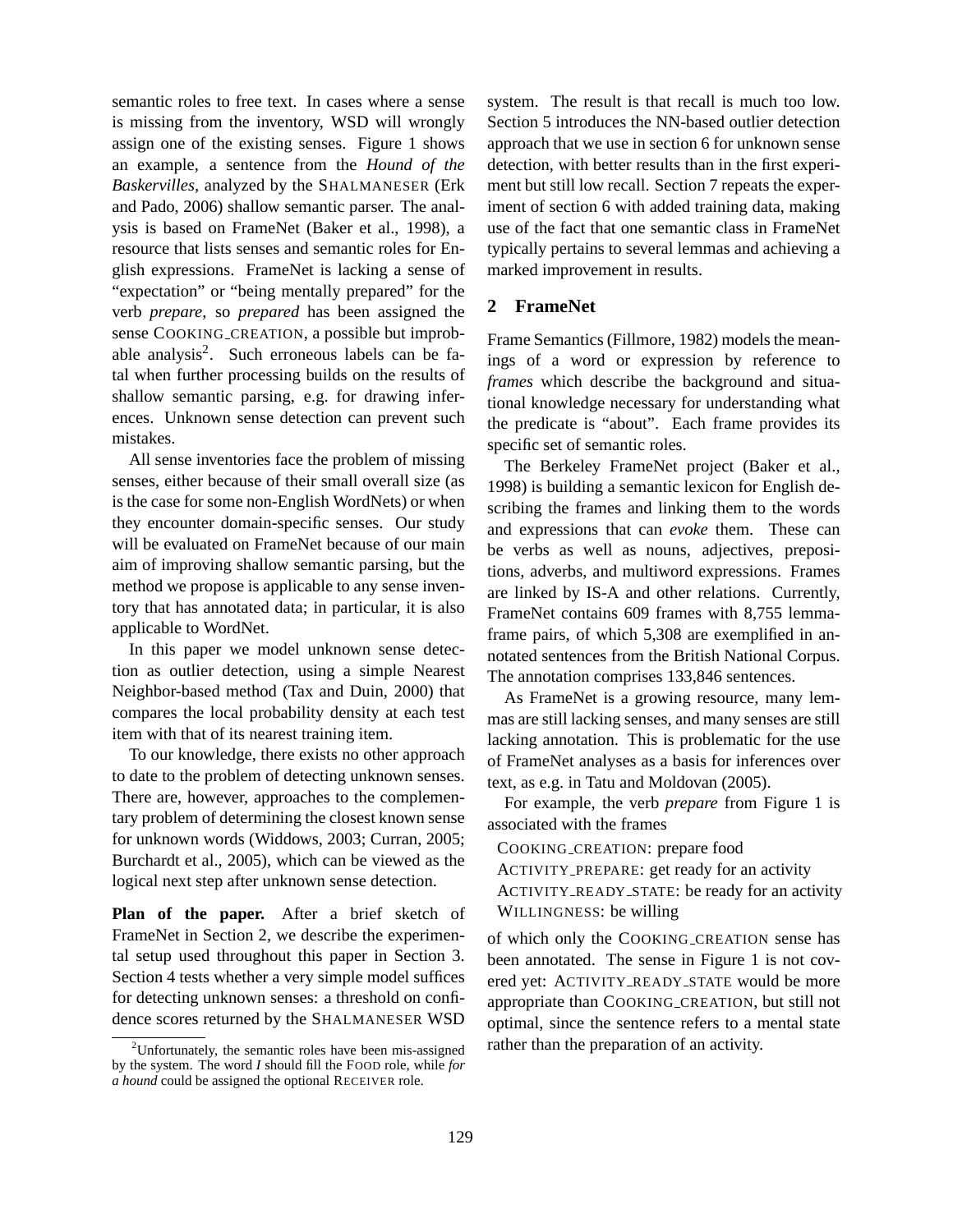semantic roles to free text. In cases where a sense is missing from the inventory, WSD will wrongly assign one of the existing senses. Figure 1 shows an example, a sentence from the *Hound of the Baskervilles*, analyzed by the SHALMANESER (Erk and Pado, 2006) shallow semantic parser. The analysis is based on FrameNet (Baker et al., 1998), a resource that lists senses and semantic roles for English expressions. FrameNet is lacking a sense of "expectation" or "being mentally prepared" for the verb *prepare*, so *prepared* has been assigned the sense COOKING_CREATION, a possible but improbable analysis[2]. Such erroneous labels can be fatal when further processing builds on the results of shallow semantic parsing, e.g. for drawing inferences. Unknown sense detection can prevent such mistakes.

All sense inventories face the problem of missing senses, either because of their small overall size (as is the case for some non-English WordNets) or when they encounter domain-specific senses. Our study will be evaluated on FrameNet because of our main aim of improving shallow semantic parsing, but the method we propose is applicable to any sense inventory that has annotated data; in particular, it is also applicable to WordNet.

In this paper we model unknown sense detection as outlier detection, using a simple Nearest Neighbor-based method (Tax and Duin, 2000) that compares the local probability density at each test item with that of its nearest training item.

To our knowledge, there exists no other approach to date to the problem of detecting unknown senses. There are, however, approaches to the complementary problem of determining the closest known sense for unknown words (Widdows, 2003; Curran, 2005; Burchardt et al., 2005), which can be viewed as the logical next step after unknown sense detection.

**Plan of the paper.** After a brief sketch of FrameNet in Section 2, we describe the experimental setup used throughout this paper in Section 3. Section 4 tests whether a very simple model suffices for detecting unknown senses: a threshold on confidence scores returned by the SHALMANESER WSD system. The result is that recall is much too low. Section 5 introduces the NN-based outlier detection approach that we use in section 6 for unknown sense detection, with better results than in the first experiment but still low recall. Section 7 repeats the experiment of section 6 with added training data, making use of the fact that one semantic class in FrameNet typically pertains to several lemmas and achieving a marked improvement in results.

## 2 FrameNet

Frame Semantics (Fillmore, 1982) models the meanings of a word or expression by reference to *frames* which describe the background and situational knowledge necessary for understanding what the predicate is "about". Each frame provides its specific set of semantic roles.

The Berkeley FrameNet project (Baker et al., 1998) is building a semantic lexicon for English describing the frames and linking them to the words and expressions that can *evoke* them. These can be verbs as well as nouns, adjectives, prepositions, adverbs, and multiword expressions. Frames are linked by IS-A and other relations. Currently, FrameNet contains 609 frames with 8,755 lemma-frame pairs, of which 5,308 are exemplified in annotated sentences from the British National Corpus. The annotation comprises 133,846 sentences.

As FrameNet is a growing resource, many lemmas are still lacking senses, and many senses are still lacking annotation. This is problematic for the use of FrameNet analyses as a basis for inferences over text, as e.g. in Tatu and Moldovan (2005).

For example, the verb *prepare* from Figure 1 is associated with the frames

COOKING_CREATION: prepare food
ACTIVITY_PREPARE: get ready for an activity
ACTIVITY_READY_STATE: be ready for an activity
WILLINGNESS: be willing

of which only the COOKING_CREATION sense has been annotated. The sense in Figure 1 is not covered yet: ACTIVITY_READY_STATE would be more appropriate than COOKING_CREATION, but still not optimal, since the sentence refers to a mental state rather than the preparation of an activity.

[2]Unfortunately, the semantic roles have been mis-assigned by the system. The word *I* should fill the FOOD role, while *for a hound* could be assigned the optional RECEIVER role.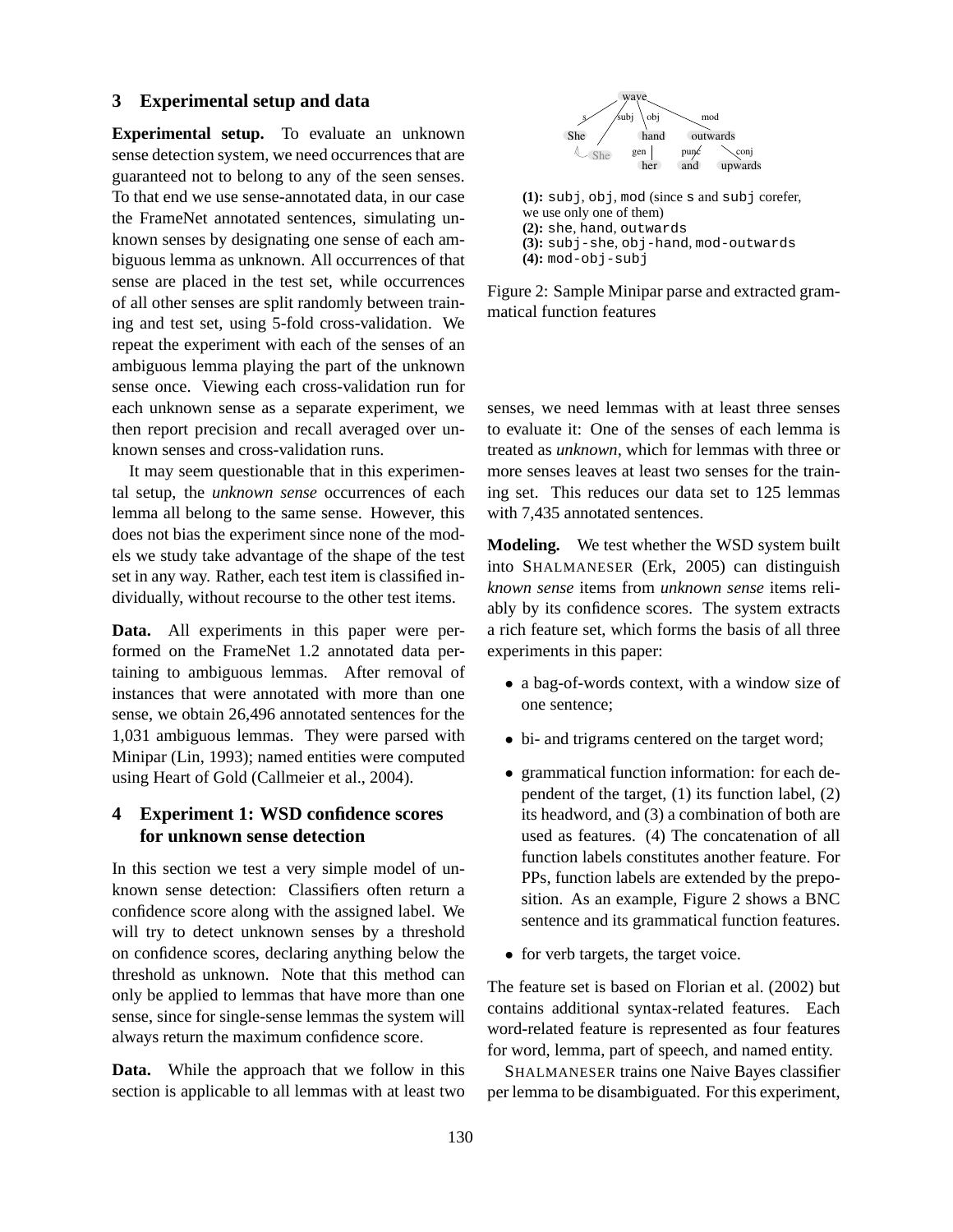## 3 Experimental setup and data

**Experimental setup.** To evaluate an unknown sense detection system, we need occurrences that are guaranteed not to belong to any of the seen senses. To that end we use sense-annotated data, in our case the FrameNet annotated sentences, simulating unknown senses by designating one sense of each ambiguous lemma as unknown. All occurrences of that sense are placed in the test set, while occurrences of all other senses are split randomly between training and test set, using 5-fold cross-validation. We repeat the experiment with each of the senses of an ambiguous lemma playing the part of the unknown sense once. Viewing each cross-validation run for each unknown sense as a separate experiment, we then report precision and recall averaged over unknown senses and cross-validation runs.

It may seem questionable that in this experimental setup, the *unknown sense* occurrences of each lemma all belong to the same sense. However, this does not bias the experiment since none of the models we study take advantage of the shape of the test set in any way. Rather, each test item is classified individually, without recourse to the other test items.

**Data.** All experiments in this paper were performed on the FrameNet 1.2 annotated data pertaining to ambiguous lemmas. After removal of instances that were annotated with more than one sense, we obtain 26,496 annotated sentences for the 1,031 ambiguous lemmas. They were parsed with Minipar (Lin, 1993); named entities were computed using Heart of Gold (Callmeier et al., 2004).

## 4 Experiment 1: WSD confidence scores for unknown sense detection

In this section we test a very simple model of unknown sense detection: Classifiers often return a confidence score along with the assigned label. We will try to detect unknown senses by a threshold on confidence scores, declaring anything below the threshold as unknown. Note that this method can only be applied to lemmas that have more than one sense, since for single-sense lemmas the system will always return the maximum confidence score.

**Data.** While the approach that we follow in this section is applicable to all lemmas with at least two senses, we need lemmas with at least three senses to evaluate it: One of the senses of each lemma is treated as *unknown*, which for lemmas with three or more senses leaves at least two senses for the training set. This reduces our data set to 125 lemmas with 7,435 annotated sentences.

**Modeling.** We test whether the WSD system built into SHALMANESER (Erk, 2005) can distinguish *known sense* items from *unknown sense* items reliably by its confidence scores. The system extracts a rich feature set, which forms the basis of all three experiments in this paper:

- a bag-of-words context, with a window size of one sentence;
- bi- and trigrams centered on the target word;
- grammatical function information: for each dependent of the target, (1) its function label, (2) its headword, and (3) a combination of both are used as features. (4) The concatenation of all function labels constitutes another feature. For PPs, function labels are extended by the preposition. As an example, Figure 2 shows a BNC sentence and its grammatical function features.
- for verb targets, the target voice.

The feature set is based on Florian et al. (2002) but contains additional syntax-related features. Each word-related feature is represented as four features for word, lemma, part of speech, and named entity.

SHALMANESER trains one Naive Bayes classifier per lemma to be disambiguated. For this experiment,

wave — s: She; subj: She; obj: hand (gen: her); mod: outwards (punc: and; conj: upwards)

**(1):** `subj`, `obj`, `mod` (since `s` and `subj` corefer, we use only one of them)
**(2):** `she`, `hand`, `outwards`
**(3):** `subj-she`, `obj-hand`, `mod-outwards`
**(4):** `mod-obj-subj`

Figure 2: Sample Minipar parse and extracted grammatical function features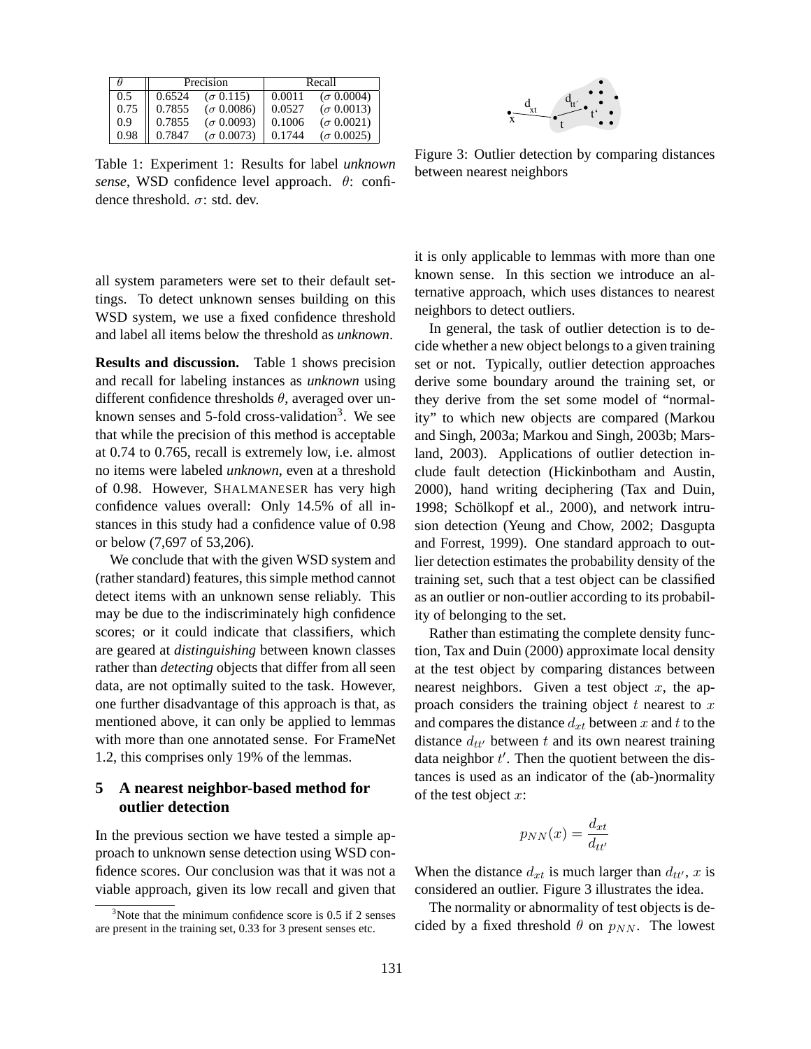| $\theta$ | Precision | | Recall | |
|---|---|---|---|---|
| 0.5 | 0.6524 | ($\sigma$ 0.115) | 0.0011 | ($\sigma$ 0.0004) |
| 0.75 | 0.7855 | ($\sigma$ 0.0086) | 0.0527 | ($\sigma$ 0.0013) |
| 0.9 | 0.7855 | ($\sigma$ 0.0093) | 0.1006 | ($\sigma$ 0.0021) |
| 0.98 | 0.7847 | ($\sigma$ 0.0073) | 0.1744 | ($\sigma$ 0.0025) |

Table 1: Experiment 1: Results for label *unknown sense*, WSD confidence level approach. $\theta$: confidence threshold. $\sigma$: std. dev.

Figure 3: Outlier detection by comparing distances between nearest neighbors

all system parameters were set to their default settings. To detect unknown senses building on this WSD system, we use a fixed confidence threshold and label all items below the threshold as *unknown*.

**Results and discussion.** Table 1 shows precision and recall for labeling instances as *unknown* using different confidence thresholds $\theta$, averaged over unknown senses and 5-fold cross-validation[3]. We see that while the precision of this method is acceptable at 0.74 to 0.765, recall is extremely low, i.e. almost no items were labeled *unknown*, even at a threshold of 0.98. However, SHALMANESER has very high confidence values overall: Only 14.5% of all instances in this study had a confidence value of 0.98 or below (7,697 of 53,206).

We conclude that with the given WSD system and (rather standard) features, this simple method cannot detect items with an unknown sense reliably. This may be due to the indiscriminately high confidence scores; or it could indicate that classifiers, which are geared at *distinguishing* between known classes rather than *detecting* objects that differ from all seen data, are not optimally suited to the task. However, one further disadvantage of this approach is that, as mentioned above, it can only be applied to lemmas with more than one annotated sense. For FrameNet 1.2, this comprises only 19% of the lemmas.

## 5 A nearest neighbor-based method for outlier detection

In the previous section we have tested a simple approach to unknown sense detection using WSD confidence scores. Our conclusion was that it was not a viable approach, given its low recall and given that it is only applicable to lemmas with more than one known sense. In this section we introduce an alternative approach, which uses distances to nearest neighbors to detect outliers.

In general, the task of outlier detection is to decide whether a new object belongs to a given training set or not. Typically, outlier detection approaches derive some boundary around the training set, or they derive from the set some model of "normality" to which new objects are compared (Markou and Singh, 2003a; Markou and Singh, 2003b; Marsland, 2003). Applications of outlier detection include fault detection (Hickinbotham and Austin, 2000), hand writing deciphering (Tax and Duin, 1998; Schölkopf et al., 2000), and network intrusion detection (Yeung and Chow, 2002; Dasgupta and Forrest, 1999). One standard approach to outlier detection estimates the probability density of the training set, such that a test object can be classified as an outlier or non-outlier according to its probability of belonging to the set.

Rather than estimating the complete density function, Tax and Duin (2000) approximate local density at the test object by comparing distances between nearest neighbors. Given a test object $x$, the approach considers the training object $t$ nearest to $x$ and compares the distance $d_{xt}$ between $x$ and $t$ to the distance $d_{tt'}$ between $t$ and its own nearest training data neighbor $t'$. Then the quotient between the distances is used as an indicator of the (ab-)normality of the test object $x$:

$$p_{NN}(x) = \frac{d_{xt}}{d_{tt'}}$$

When the distance $d_{xt}$ is much larger than $d_{tt'}$, $x$ is considered an outlier. Figure 3 illustrates the idea.

The normality or abnormality of test objects is decided by a fixed threshold $\theta$ on $p_{NN}$. The lowest

[3] Note that the minimum confidence score is 0.5 if 2 senses are present in the training set, 0.33 for 3 present senses etc.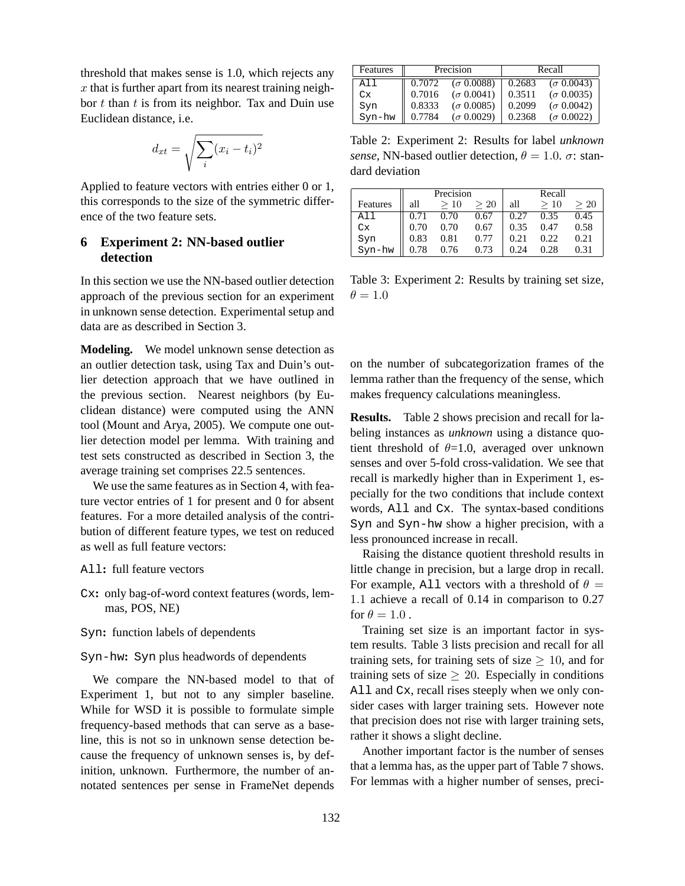threshold that makes sense is 1.0, which rejects any $x$ that is further apart from its nearest training neighbor $t$ than $t$ is from its neighbor. Tax and Duin use Euclidean distance, i.e.

$$d_{xt} = \sqrt{\sum_i (x_i - t_i)^2}$$

Applied to feature vectors with entries either 0 or 1, this corresponds to the size of the symmetric difference of the two feature sets.

## 6 Experiment 2: NN-based outlier detection

In this section we use the NN-based outlier detection approach of the previous section for an experiment in unknown sense detection. Experimental setup and data are as described in Section 3.

**Modeling.** We model unknown sense detection as an outlier detection task, using Tax and Duin's outlier detection approach that we have outlined in the previous section. Nearest neighbors (by Euclidean distance) were computed using the ANN tool (Mount and Arya, 2005). We compute one outlier detection model per lemma. With training and test sets constructed as described in Section 3, the average training set comprises 22.5 sentences.

We use the same features as in Section 4, with feature vector entries of 1 for present and 0 for absent features. For a more detailed analysis of the contribution of different feature types, we test on reduced as well as full feature vectors:

`All`: full feature vectors

`Cx`: only bag-of-word context features (words, lemmas, POS, NE)

`Syn`: function labels of dependents

`Syn-hw`: `Syn` plus headwords of dependents

We compare the NN-based model to that of Experiment 1, but not to any simpler baseline. While for WSD it is possible to formulate simple frequency-based methods that can serve as a baseline, this is not so in unknown sense detection because the frequency of unknown senses is, by definition, unknown. Furthermore, the number of annotated sentences per sense in FrameNet depends on the number of subcategorization frames of the lemma rather than the frequency of the sense, which makes frequency calculations meaningless.

| Features | Precision | | Recall | |
|---|---|---|---|---|
| `All` | 0.7072 | ($\sigma$ 0.0088) | 0.2683 | ($\sigma$ 0.0043) |
| `Cx` | 0.7016 | ($\sigma$ 0.0041) | 0.3511 | ($\sigma$ 0.0035) |
| `Syn` | 0.8333 | ($\sigma$ 0.0085) | 0.2099 | ($\sigma$ 0.0042) |
| `Syn-hw` | 0.7784 | ($\sigma$ 0.0029) | 0.2368 | ($\sigma$ 0.0022) |

Table 2: Experiment 2: Results for label *unknown sense*, NN-based outlier detection, $\theta = 1.0$. $\sigma$: standard deviation

| | Precision | | | Recall | | |
|---|---|---|---|---|---|---|
| Features | all | $\geq 10$ | $\geq 20$ | all | $\geq 10$ | $\geq 20$ |
| `All` | 0.71 | 0.70 | 0.67 | 0.27 | 0.35 | 0.45 |
| `Cx` | 0.70 | 0.70 | 0.67 | 0.35 | 0.47 | 0.58 |
| `Syn` | 0.83 | 0.81 | 0.77 | 0.21 | 0.22 | 0.21 |
| `Syn-hw` | 0.78 | 0.76 | 0.73 | 0.24 | 0.28 | 0.31 |

Table 3: Experiment 2: Results by training set size, $\theta = 1.0$

**Results.** Table 2 shows precision and recall for labeling instances as *unknown* using a distance quotient threshold of $\theta$=1.0, averaged over unknown senses and over 5-fold cross-validation. We see that recall is markedly higher than in Experiment 1, especially for the two conditions that include context words, `All` and `Cx`. The syntax-based conditions `Syn` and `Syn-hw` show a higher precision, with a less pronounced increase in recall.

Raising the distance quotient threshold results in little change in precision, but a large drop in recall. For example, `All` vectors with a threshold of $\theta = 1.1$ achieve a recall of 0.14 in comparison to 0.27 for $\theta = 1.0$ .

Training set size is an important factor in system results. Table 3 lists precision and recall for all training sets, for training sets of size $\geq 10$, and for training sets of size $\geq 20$. Especially in conditions `All` and `Cx`, recall rises steeply when we only consider cases with larger training sets. However note that precision does not rise with larger training sets, rather it shows a slight decline.

Another important factor is the number of senses that a lemma has, as the upper part of Table 7 shows. For lemmas with a higher number of senses, preci-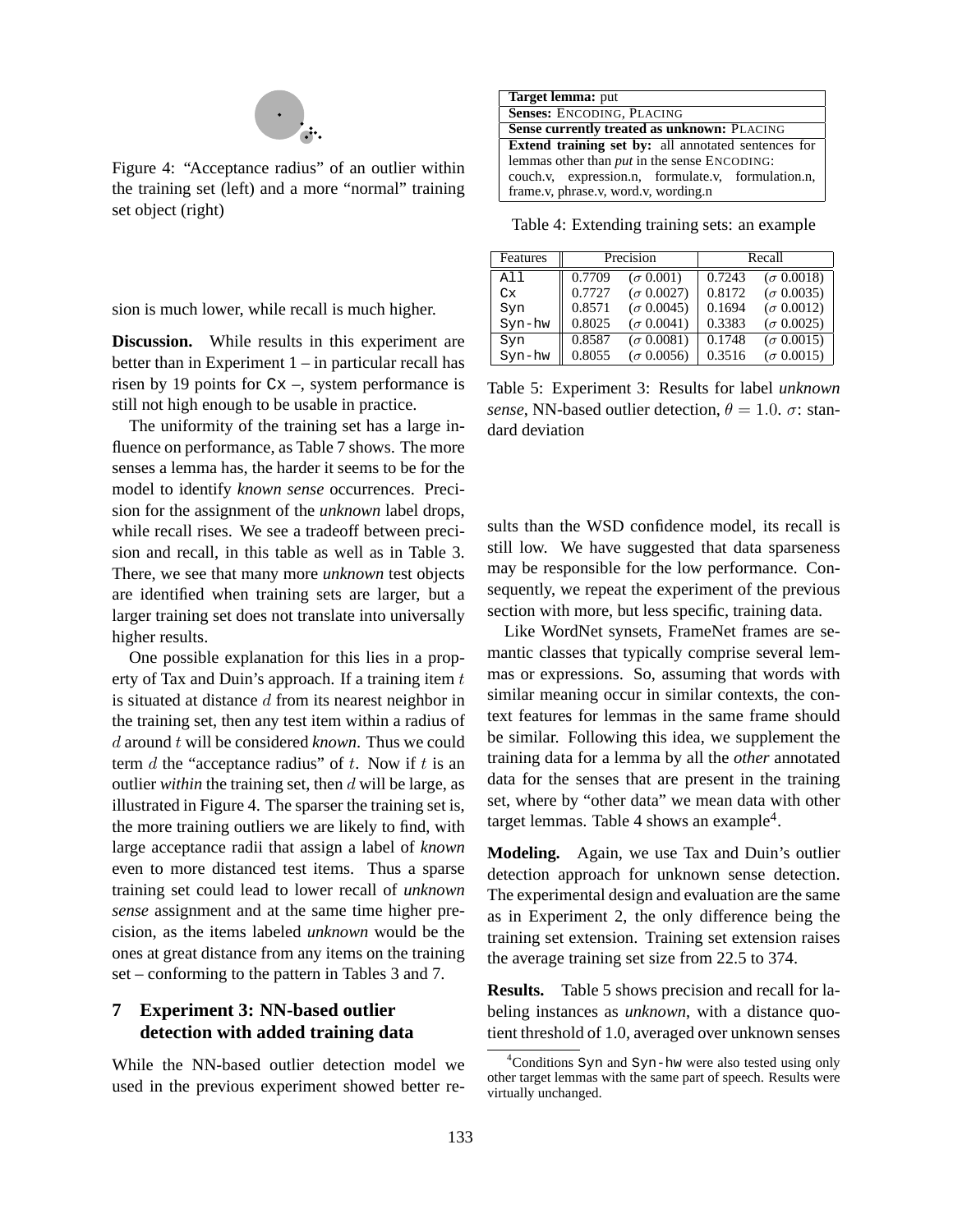Figure 4: "Acceptance radius" of an outlier within the training set (left) and a more "normal" training set object (right)

sion is much lower, while recall is much higher.

**Discussion.** While results in this experiment are better than in Experiment 1 – in particular recall has risen by 19 points for `Cx` –, system performance is still not high enough to be usable in practice.

The uniformity of the training set has a large influence on performance, as Table 7 shows. The more senses a lemma has, the harder it seems to be for the model to identify *known sense* occurrences. Precision for the assignment of the *unknown* label drops, while recall rises. We see a tradeoff between precision and recall, in this table as well as in Table 3. There, we see that many more *unknown* test objects are identified when training sets are larger, but a larger training set does not translate into universally higher results.

One possible explanation for this lies in a property of Tax and Duin's approach. If a training item $t$ is situated at distance $d$ from its nearest neighbor in the training set, then any test item within a radius of $d$ around $t$ will be considered *known*. Thus we could term $d$ the "acceptance radius" of $t$. Now if $t$ is an outlier *within* the training set, then $d$ will be large, as illustrated in Figure 4. The sparser the training set is, the more training outliers we are likely to find, with large acceptance radii that assign a label of *known* even to more distanced test items. Thus a sparse training set could lead to lower recall of *unknown sense* assignment and at the same time higher precision, as the items labeled *unknown* would be the ones at great distance from any items on the training set – conforming to the pattern in Tables 3 and 7.

## 7 Experiment 3: NN-based outlier detection with added training data

While the NN-based outlier detection model we used in the previous experiment showed better results than the WSD confidence model, its recall is still low. We have suggested that data sparseness may be responsible for the low performance. Consequently, we repeat the experiment of the previous section with more, but less specific, training data.

| **Target lemma:** put |
|---|
| **Senses:** ENCODING, PLACING |
| **Sense currently treated as unknown:** PLACING |
| **Extend training set by:** all annotated sentences for lemmas other than *put* in the sense ENCODING: couch.v, expression.n, formulate.v, formulation.n, frame.v, phrase.v, word.v, wording.n |

Table 4: Extending training sets: an example

| Features | Precision | | Recall | |
|---|---|---|---|---|
| `All` | 0.7709 | ($\sigma$ 0.001) | 0.7243 | ($\sigma$ 0.0018) |
| `Cx` | 0.7727 | ($\sigma$ 0.0027) | 0.8172 | ($\sigma$ 0.0035) |
| `Syn` | 0.8571 | ($\sigma$ 0.0045) | 0.1694 | ($\sigma$ 0.0012) |
| `Syn-hw` | 0.8025 | ($\sigma$ 0.0041) | 0.3383 | ($\sigma$ 0.0025) |
| `Syn` | 0.8587 | ($\sigma$ 0.0081) | 0.1748 | ($\sigma$ 0.0015) |
| `Syn-hw` | 0.8055 | ($\sigma$ 0.0056) | 0.3516 | ($\sigma$ 0.0015) |

Table 5: Experiment 3: Results for label *unknown sense*, NN-based outlier detection, $\theta = 1.0$. $\sigma$: standard deviation

Like WordNet synsets, FrameNet frames are semantic classes that typically comprise several lemmas or expressions. So, assuming that words with similar meaning occur in similar contexts, the context features for lemmas in the same frame should be similar. Following this idea, we supplement the training data for a lemma by all the *other* annotated data for the senses that are present in the training set, where by "other data" we mean data with other target lemmas. Table 4 shows an example[4].

**Modeling.** Again, we use Tax and Duin's outlier detection approach for unknown sense detection. The experimental design and evaluation are the same as in Experiment 2, the only difference being the training set extension. Training set extension raises the average training set size from 22.5 to 374.

**Results.** Table 5 shows precision and recall for labeling instances as *unknown*, with a distance quotient threshold of 1.0, averaged over unknown senses

[4]Conditions `Syn` and `Syn-hw` were also tested using only other target lemmas with the same part of speech. Results were virtually unchanged.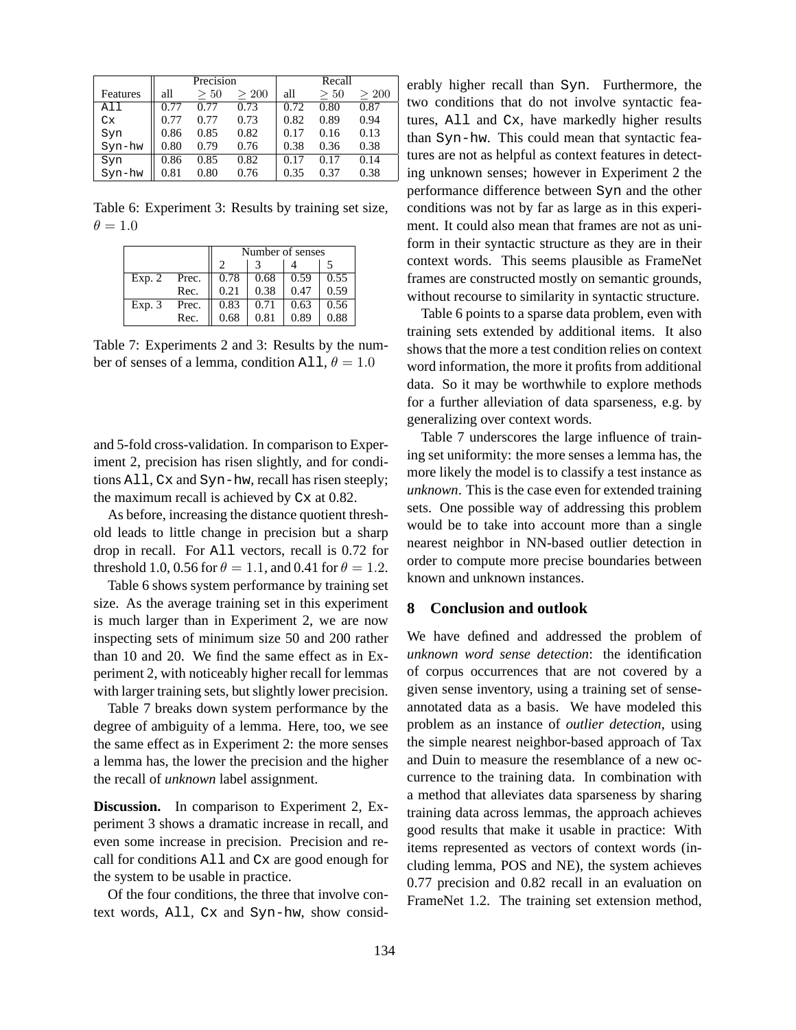| | Precision | | | Recall | | |
|---|---|---|---|---|---|---|
| Features | all | $\geq 50$ | $\geq 200$ | all | $\geq 50$ | $\geq 200$ |
| All | 0.77 | 0.77 | 0.73 | 0.72 | 0.80 | 0.87 |
| Cx | 0.77 | 0.77 | 0.73 | 0.82 | 0.89 | 0.94 |
| Syn | 0.86 | 0.85 | 0.82 | 0.17 | 0.16 | 0.13 |
| Syn-hw | 0.80 | 0.79 | 0.76 | 0.38 | 0.36 | 0.38 |
| Syn | 0.86 | 0.85 | 0.82 | 0.17 | 0.17 | 0.14 |
| Syn-hw | 0.81 | 0.80 | 0.76 | 0.35 | 0.37 | 0.38 |

Table 6: Experiment 3: Results by training set size, $\theta = 1.0$

| | | Number of senses | | | |
|---|---|---|---|---|---|
| | | 2 | 3 | 4 | 5 |
| Exp. 2 | Prec. | 0.78 | 0.68 | 0.59 | 0.55 |
| | Rec. | 0.21 | 0.38 | 0.47 | 0.59 |
| Exp. 3 | Prec. | 0.83 | 0.71 | 0.63 | 0.56 |
| | Rec. | 0.68 | 0.81 | 0.89 | 0.88 |

Table 7: Experiments 2 and 3: Results by the number of senses of a lemma, condition All, $\theta = 1.0$

and 5-fold cross-validation. In comparison to Experiment 2, precision has risen slightly, and for conditions All, Cx and Syn-hw, recall has risen steeply; the maximum recall is achieved by Cx at 0.82.

As before, increasing the distance quotient threshold leads to little change in precision but a sharp drop in recall. For All vectors, recall is 0.72 for threshold 1.0, 0.56 for $\theta = 1.1$, and 0.41 for $\theta = 1.2$.

Table 6 shows system performance by training set size. As the average training set in this experiment is much larger than in Experiment 2, we are now inspecting sets of minimum size 50 and 200 rather than 10 and 20. We find the same effect as in Experiment 2, with noticeably higher recall for lemmas with larger training sets, but slightly lower precision.

Table 7 breaks down system performance by the degree of ambiguity of a lemma. Here, too, we see the same effect as in Experiment 2: the more senses a lemma has, the lower the precision and the higher the recall of *unknown* label assignment.

**Discussion.** In comparison to Experiment 2, Experiment 3 shows a dramatic increase in recall, and even some increase in precision. Precision and recall for conditions All and Cx are good enough for the system to be usable in practice.

Of the four conditions, the three that involve context words, All, Cx and Syn-hw, show considerably higher recall than Syn. Furthermore, the two conditions that do not involve syntactic features, All and Cx, have markedly higher results than Syn-hw. This could mean that syntactic features are not as helpful as context features in detecting unknown senses; however in Experiment 2 the performance difference between Syn and the other conditions was not by far as large as in this experiment. It could also mean that frames are not as uniform in their syntactic structure as they are in their context words. This seems plausible as FrameNet frames are constructed mostly on semantic grounds, without recourse to similarity in syntactic structure.

Table 6 points to a sparse data problem, even with training sets extended by additional items. It also shows that the more a test condition relies on context word information, the more it profits from additional data. So it may be worthwhile to explore methods for a further alleviation of data sparseness, e.g. by generalizing over context words.

Table 7 underscores the large influence of training set uniformity: the more senses a lemma has, the more likely the model is to classify a test instance as *unknown*. This is the case even for extended training sets. One possible way of addressing this problem would be to take into account more than a single nearest neighbor in NN-based outlier detection in order to compute more precise boundaries between known and unknown instances.

## 8 Conclusion and outlook

We have defined and addressed the problem of *unknown word sense detection*: the identification of corpus occurrences that are not covered by a given sense inventory, using a training set of sense-annotated data as a basis. We have modeled this problem as an instance of *outlier detection*, using the simple nearest neighbor-based approach of Tax and Duin to measure the resemblance of a new occurrence to the training data. In combination with a method that alleviates data sparseness by sharing training data across lemmas, the approach achieves good results that make it usable in practice: With items represented as vectors of context words (including lemma, POS and NE), the system achieves 0.77 precision and 0.82 recall in an evaluation on FrameNet 1.2. The training set extension method,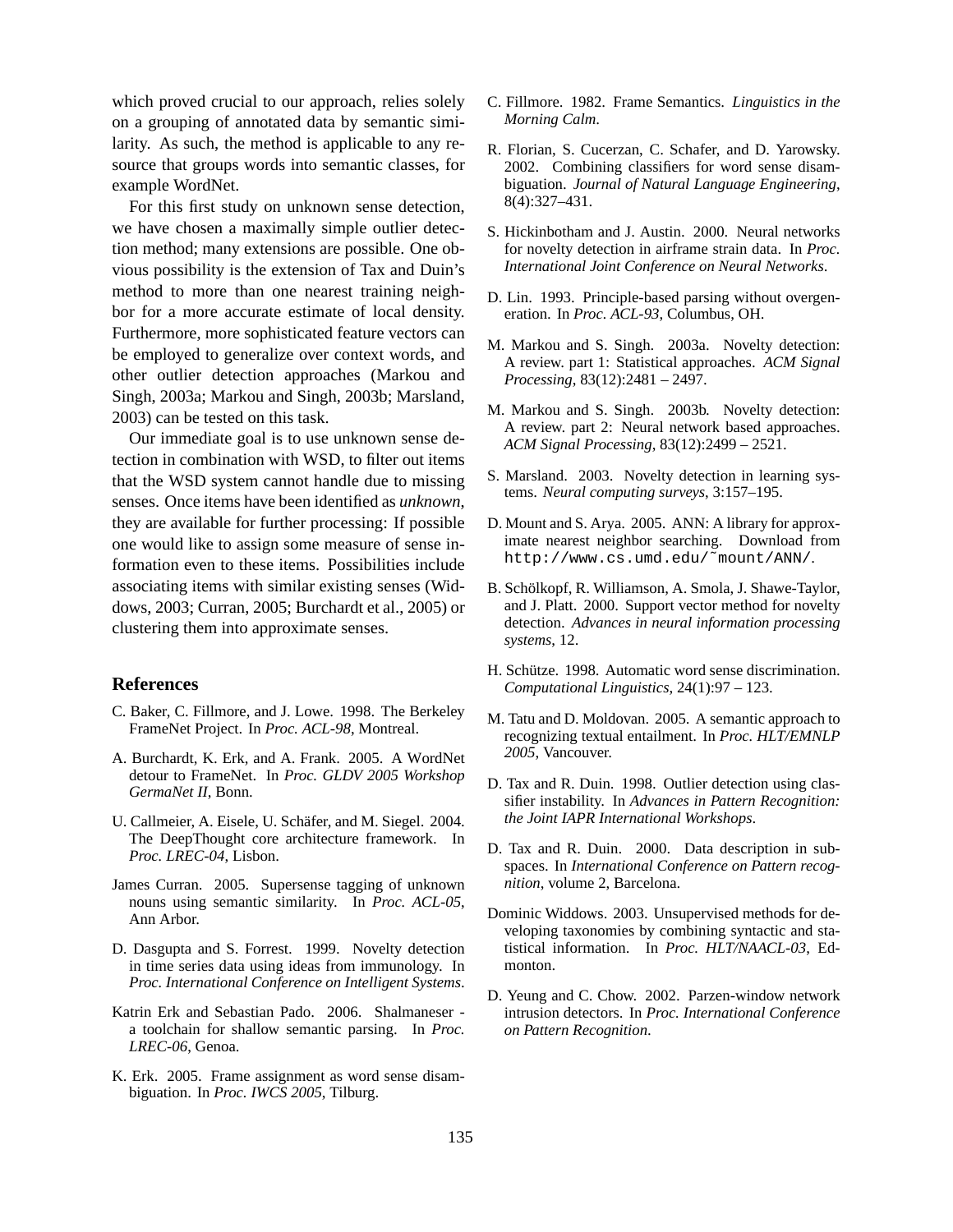which proved crucial to our approach, relies solely on a grouping of annotated data by semantic similarity. As such, the method is applicable to any resource that groups words into semantic classes, for example WordNet.

For this first study on unknown sense detection, we have chosen a maximally simple outlier detection method; many extensions are possible. One obvious possibility is the extension of Tax and Duin's method to more than one nearest training neighbor for a more accurate estimate of local density. Furthermore, more sophisticated feature vectors can be employed to generalize over context words, and other outlier detection approaches (Markou and Singh, 2003a; Markou and Singh, 2003b; Marsland, 2003) can be tested on this task.

Our immediate goal is to use unknown sense detection in combination with WSD, to filter out items that the WSD system cannot handle due to missing senses. Once items have been identified as *unknown*, they are available for further processing: If possible one would like to assign some measure of sense information even to these items. Possibilities include associating items with similar existing senses (Widdows, 2003; Curran, 2005; Burchardt et al., 2005) or clustering them into approximate senses.

## References

C. Baker, C. Fillmore, and J. Lowe. 1998. The Berkeley FrameNet Project. In *Proc. ACL-98*, Montreal.

A. Burchardt, K. Erk, and A. Frank. 2005. A WordNet detour to FrameNet. In *Proc. GLDV 2005 Workshop GermaNet II*, Bonn.

U. Callmeier, A. Eisele, U. Schäfer, and M. Siegel. 2004. The DeepThought core architecture framework. In *Proc. LREC-04*, Lisbon.

James Curran. 2005. Supersense tagging of unknown nouns using semantic similarity. In *Proc. ACL-05*, Ann Arbor.

D. Dasgupta and S. Forrest. 1999. Novelty detection in time series data using ideas from immunology. In *Proc. International Conference on Intelligent Systems*.

Katrin Erk and Sebastian Pado. 2006. Shalmaneser - a toolchain for shallow semantic parsing. In *Proc. LREC-06*, Genoa.

K. Erk. 2005. Frame assignment as word sense disambiguation. In *Proc. IWCS 2005*, Tilburg.

C. Fillmore. 1982. Frame Semantics. *Linguistics in the Morning Calm*.

R. Florian, S. Cucerzan, C. Schafer, and D. Yarowsky. 2002. Combining classifiers for word sense disambiguation. *Journal of Natural Language Engineering*, 8(4):327–431.

S. Hickinbotham and J. Austin. 2000. Neural networks for novelty detection in airframe strain data. In *Proc. International Joint Conference on Neural Networks*.

D. Lin. 1993. Principle-based parsing without overgeneration. In *Proc. ACL-93*, Columbus, OH.

M. Markou and S. Singh. 2003a. Novelty detection: A review. part 1: Statistical approaches. *ACM Signal Processing*, 83(12):2481 – 2497.

M. Markou and S. Singh. 2003b. Novelty detection: A review. part 2: Neural network based approaches. *ACM Signal Processing*, 83(12):2499 – 2521.

S. Marsland. 2003. Novelty detection in learning systems. *Neural computing surveys*, 3:157–195.

D. Mount and S. Arya. 2005. ANN: A library for approximate nearest neighbor searching. Download from `http://www.cs.umd.edu/~mount/ANN/`.

B. Schölkopf, R. Williamson, A. Smola, J. Shawe-Taylor, and J. Platt. 2000. Support vector method for novelty detection. *Advances in neural information processing systems*, 12.

H. Schütze. 1998. Automatic word sense discrimination. *Computational Linguistics*, 24(1):97 – 123.

M. Tatu and D. Moldovan. 2005. A semantic approach to recognizing textual entailment. In *Proc. HLT/EMNLP 2005*, Vancouver.

D. Tax and R. Duin. 1998. Outlier detection using classifier instability. In *Advances in Pattern Recognition: the Joint IAPR International Workshops*.

D. Tax and R. Duin. 2000. Data description in subspaces. In *International Conference on Pattern recognition*, volume 2, Barcelona.

Dominic Widdows. 2003. Unsupervised methods for developing taxonomies by combining syntactic and statistical information. In *Proc. HLT/NAACL-03*, Edmonton.

D. Yeung and C. Chow. 2002. Parzen-window network intrusion detectors. In *Proc. International Conference on Pattern Recognition*.